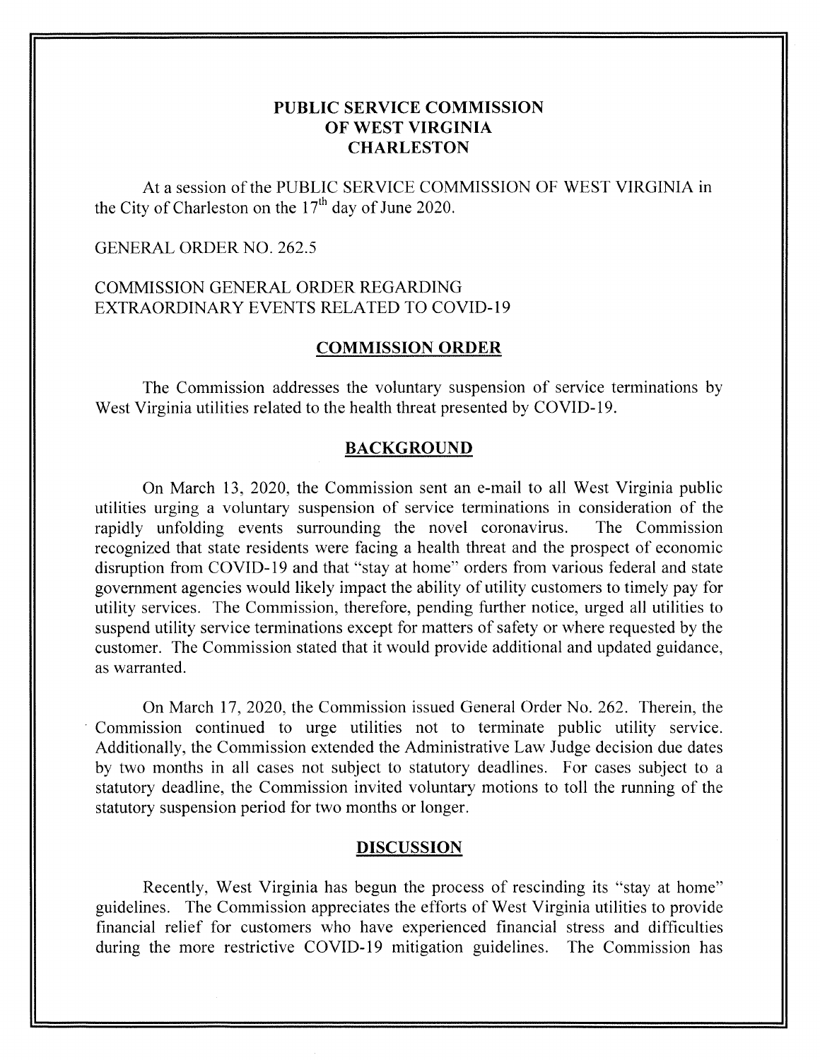# PUBLIC SERVICE COMMISSION OF WEST VIRGINIA CHARLESTON

At a session of the PUBLIC SERVICE COMMISSION OF WEST VIRGINIA in the City of Charleston on the 17th day of June 2020.

GENERAL ORDER NO. 262.5

COMMISSION GENERAL ORDER REGARDING EXTRAORDINARY EVENTS RELATED TO COVID-19

## COMMISSION ORDER

The Commission addresses the voluntary suspension of service terminations by West Virginia utilities related to the health threat presented by COVID-19.

## BACKGROUND

On March 13, 2020, the Commission sent an e-mail to all West Virginia public utilities urging a voluntary suspension of service terminations in consideration of the rapidly unfolding events surrounding the novel coronavirus. The Commission recognized that state residents were facing a health threat and the prospect of economic disruption from COVID-19 and that "stay at home" orders from various federal and state government agencies would likely impact the ability of utility customers to timely pay for utility services. The Commission, therefore, pending further notice, urged all utilities to suspend utility service terminations except for matters of safety or where requested by the customer. The Commission stated that it would provide additional and updated guidance, as warranted.

On March 17, 2020, the Commission issued General Order No. 262. Therein, the Commission continued to urge utilities not to terminate public utility service. Additionally, the Commission extended the Administrative Law Judge decision due dates by two months in all cases not subject to statutory deadlines. For cases subject to a statutory deadline, the Commission invited voluntary motions to toll the running of the statutory suspension period for two months or longer.

## DISCUSSION

Recently, West Virginia has begun the process of rescinding its "stay at home" guidelines. The Commission appreciates the efforts of West Virginia utilities to provide financial relief for customers who have experienced financial stress and difficulties during the more restrictive COVID-19 mitigation guidelines. The Commission has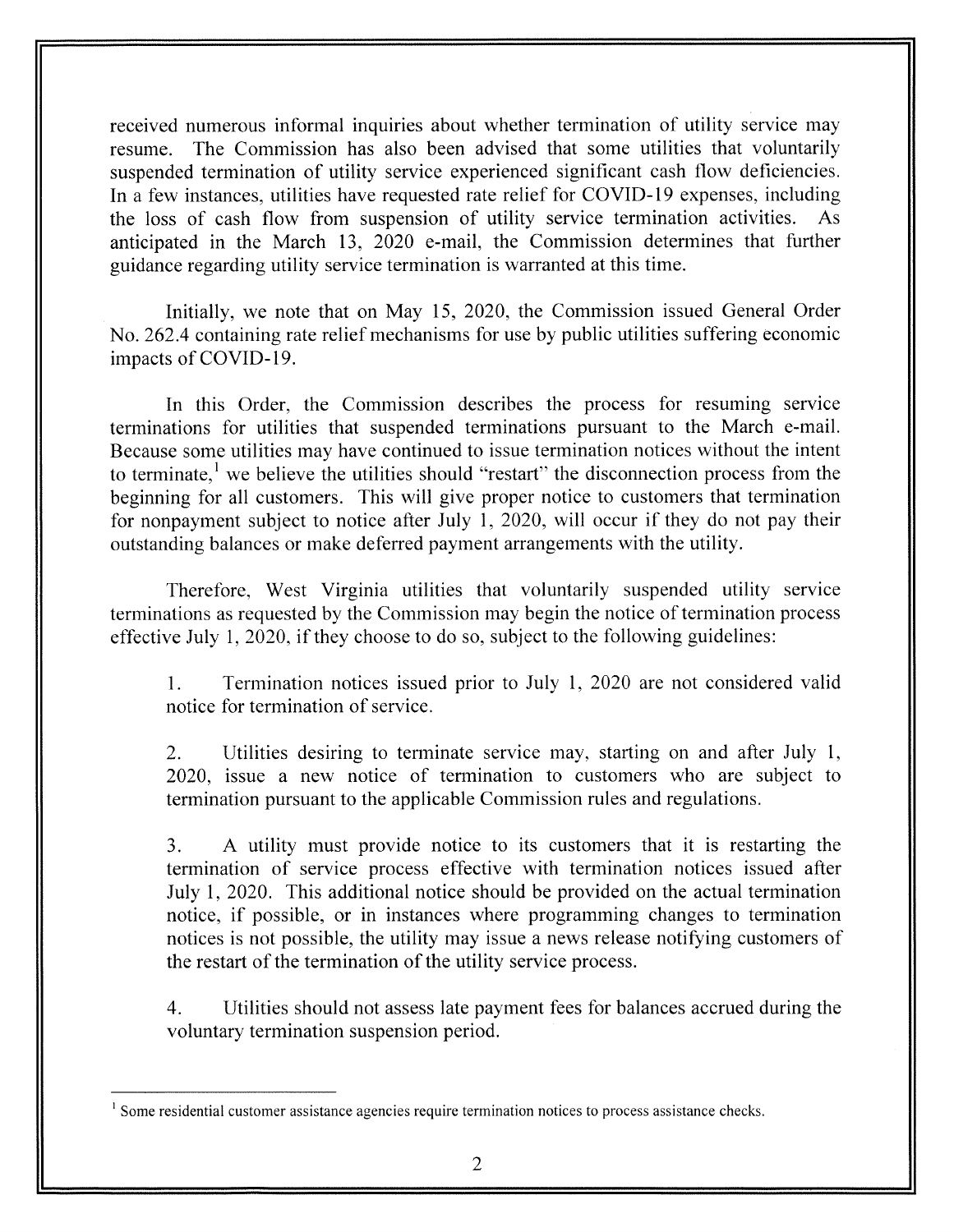received numerous informal inquiries about whether termination of utility service may resume. The Commission has also been advised that some utilities that voluntarily suspended termination of utility service experienced significant cash flow deficiencies. In a few instances, utilities have requested rate relief for COVID-19 expenses, including the loss of cash flow from suspension of utility service termination activities. As anticipated in the March 13, 2020 e-mail, the Commission determines that further guidance regarding utility service termination is warranted at this time.

Initially, we note that on May 15, 2020, the Commission issued General Order No. 262.4 containing rate relief mechanisms for use by public utilities suffering economic impacts of COVID-19.

In this Order, the Commission describes the process for resuming service terminations for utilities that suspended terminations pursuant to the March e-mail. Because some utilities may have continued to issue termination notices without the intent to terminate,[1] we believe the utilities should "restart" the disconnection process from the beginning for all customers. This will give proper notice to customers that termination for nonpayment subject to notice after July 1, 2020, will occur if they do not pay their outstanding balances or make deferred payment arrangements with the utility.

Therefore, West Virginia utilities that voluntarily suspended utility service terminations as requested by the Commission may begin the notice of termination process effective July 1, 2020, if they choose to do so, subject to the following guidelines:

1. Termination notices issued prior to July 1, 2020 are not considered valid notice for termination of service.

2. Utilities desiring to terminate service may, starting on and after July 1, 2020, issue a new notice of termination to customers who are subject to termination pursuant to the applicable Commission rules and regulations.

3. A utility must provide notice to its customers that it is restarting the termination of service process effective with termination notices issued after July 1, 2020. This additional notice should be provided on the actual termination notice, if possible, or in instances where programming changes to termination notices is not possible, the utility may issue a news release notifying customers of the restart of the termination of the utility service process.

4. Utilities should not assess late payment fees for balances accrued during the voluntary termination suspension period.

---

[1] Some residential customer assistance agencies require termination notices to process assistance checks.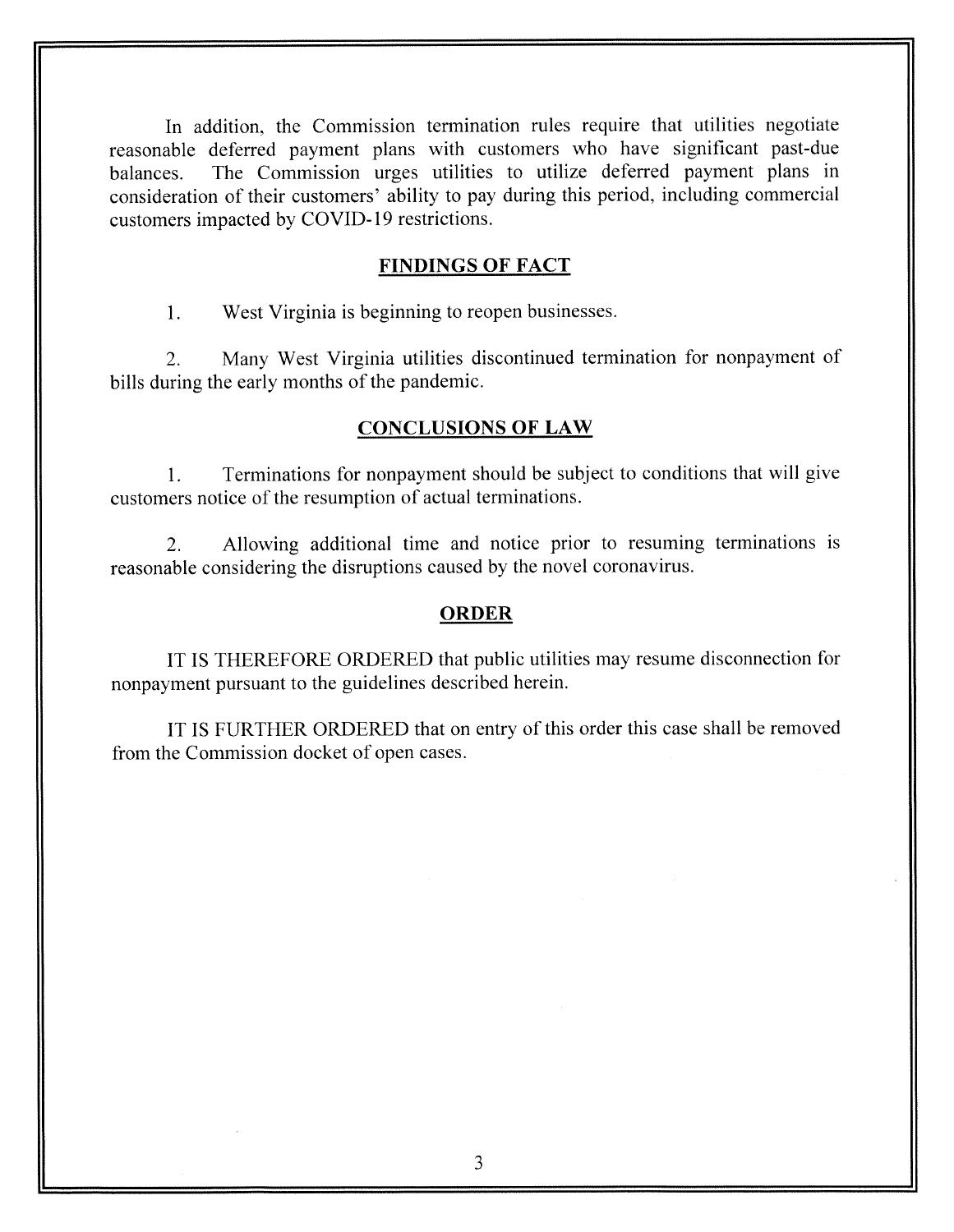In addition, the Commission termination rules require that utilities negotiate reasonable deferred payment plans with customers who have significant past-due balances. The Commission urges utilities to utilize deferred payment plans in consideration of their customers' ability to pay during this period, including commercial customers impacted by COVID-19 restrictions.

## FINDINGS OF FACT

1. West Virginia is beginning to reopen businesses.

2. Many West Virginia utilities discontinued termination for nonpayment of bills during the early months of the pandemic.

## CONCLUSIONS OF LAW

1. Terminations for nonpayment should be subject to conditions that will give customers notice of the resumption of actual terminations.

2. Allowing additional time and notice prior to resuming terminations is reasonable considering the disruptions caused by the novel coronavirus.

## ORDER

IT IS THEREFORE ORDERED that public utilities may resume disconnection for nonpayment pursuant to the guidelines described herein.

IT IS FURTHER ORDERED that on entry of this order this case shall be removed from the Commission docket of open cases.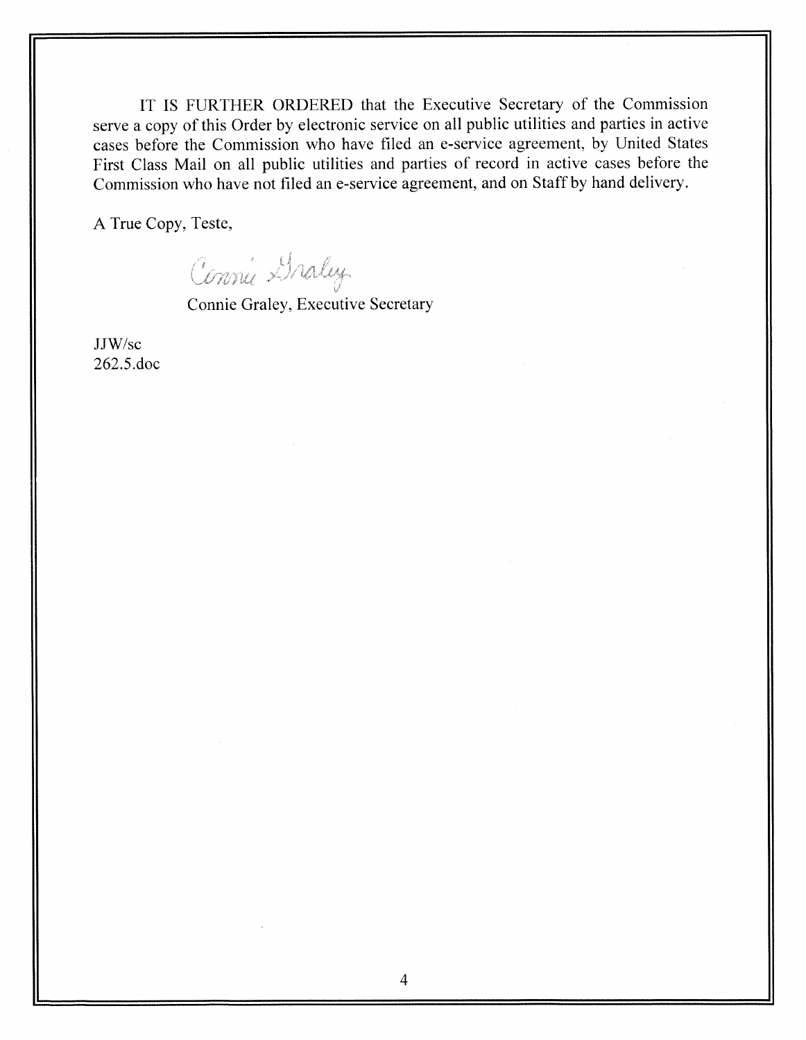IT IS FURTHER ORDERED that the Executive Secretary of the Commission serve a copy of this Order by electronic service on all public utilities and parties in active cases before the Commission who have filed an e-service agreement, by United States First Class Mail on all public utilities and parties of record in active cases before the Commission who have not filed an e-service agreement, and on Staff by hand delivery.

A True Copy, Teste,

Connie Graley

Connie Graley, Executive Secretary

JJW/sc
262.5.doc